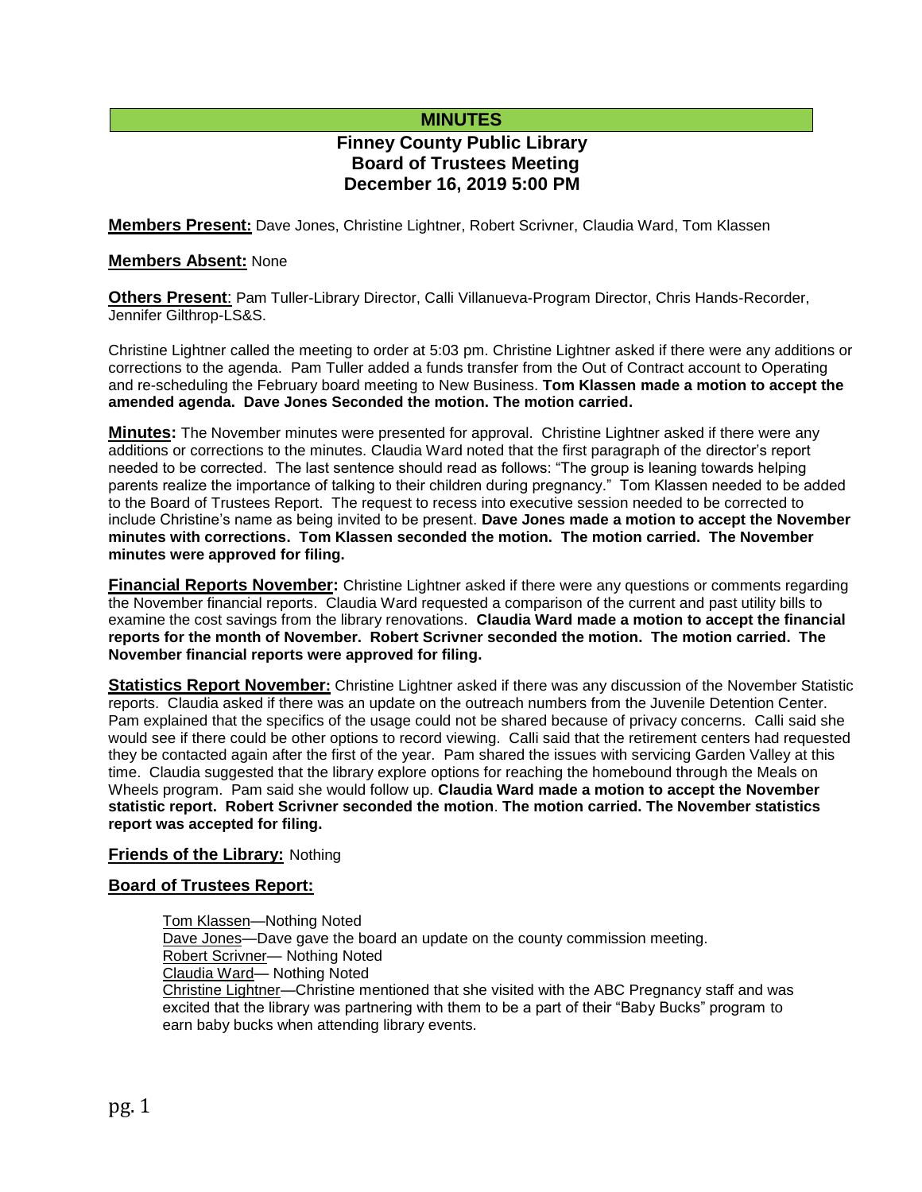# MINUTES

## Finney County Public Library Board of Trustees Meeting December 16, 2019 5:00 PM

**Members Present:** Dave Jones, Christine Lightner, Robert Scrivner, Claudia Ward, Tom Klassen

**Members Absent:** None

**Others Present**: Pam Tuller-Library Director, Calli Villanueva-Program Director, Chris Hands-Recorder, Jennifer Gilthrop-LS&S.

Christine Lightner called the meeting to order at 5:03 pm. Christine Lightner asked if there were any additions or corrections to the agenda. Pam Tuller added a funds transfer from the Out of Contract account to Operating and re-scheduling the February board meeting to New Business. **Tom Klassen made a motion to accept the amended agenda. Dave Jones Seconded the motion. The motion carried.**

**Minutes:** The November minutes were presented for approval. Christine Lightner asked if there were any additions or corrections to the minutes. Claudia Ward noted that the first paragraph of the director's report needed to be corrected. The last sentence should read as follows: "The group is leaning towards helping parents realize the importance of talking to their children during pregnancy." Tom Klassen needed to be added to the Board of Trustees Report. The request to recess into executive session needed to be corrected to include Christine's name as being invited to be present. **Dave Jones made a motion to accept the November minutes with corrections. Tom Klassen seconded the motion. The motion carried. The November minutes were approved for filing.**

**Financial Reports November:** Christine Lightner asked if there were any questions or comments regarding the November financial reports. Claudia Ward requested a comparison of the current and past utility bills to examine the cost savings from the library renovations. **Claudia Ward made a motion to accept the financial reports for the month of November. Robert Scrivner seconded the motion. The motion carried. The November financial reports were approved for filing.**

**Statistics Report November:** Christine Lightner asked if there was any discussion of the November Statistic reports. Claudia asked if there was an update on the outreach numbers from the Juvenile Detention Center. Pam explained that the specifics of the usage could not be shared because of privacy concerns. Calli said she would see if there could be other options to record viewing. Calli said that the retirement centers had requested they be contacted again after the first of the year. Pam shared the issues with servicing Garden Valley at this time. Claudia suggested that the library explore options for reaching the homebound through the Meals on Wheels program. Pam said she would follow up. **Claudia Ward made a motion to accept the November statistic report. Robert Scrivner seconded the motion. The motion carried. The November statistics report was accepted for filing.**

**Friends of the Library:** Nothing

**Board of Trustees Report:**

Tom Klassen—Nothing Noted

Dave Jones—Dave gave the board an update on the county commission meeting.

Robert Scrivner— Nothing Noted

Claudia Ward— Nothing Noted

Christine Lightner—Christine mentioned that she visited with the ABC Pregnancy staff and was excited that the library was partnering with them to be a part of their "Baby Bucks" program to earn baby bucks when attending library events.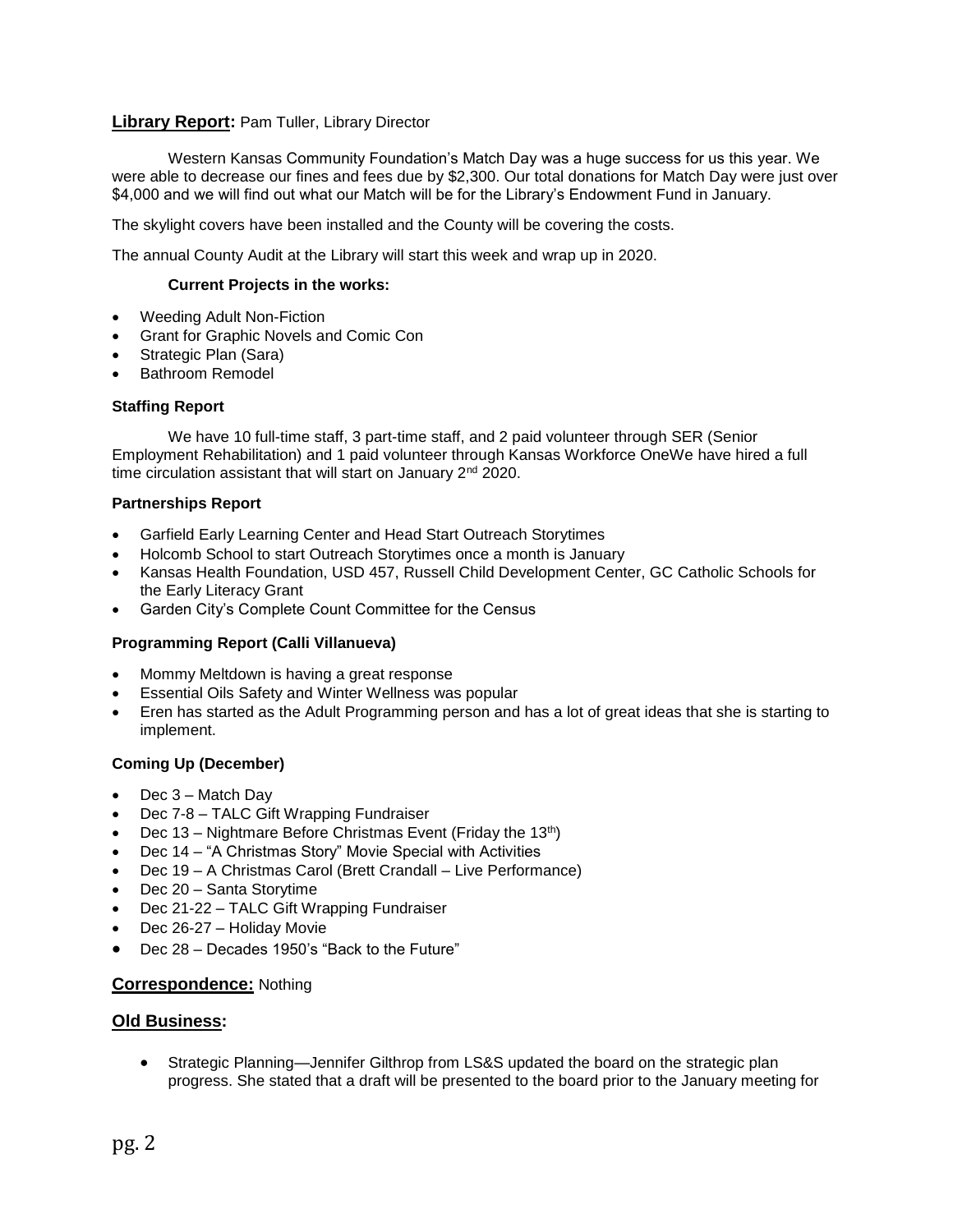**Library Report:** Pam Tuller, Library Director

Western Kansas Community Foundation's Match Day was a huge success for us this year. We were able to decrease our fines and fees due by $2,300. Our total donations for Match Day were just over $4,000 and we will find out what our Match will be for the Library's Endowment Fund in January.

The skylight covers have been installed and the County will be covering the costs.

The annual County Audit at the Library will start this week and wrap up in 2020.

**Current Projects in the works:**

- Weeding Adult Non-Fiction
- Grant for Graphic Novels and Comic Con
- Strategic Plan (Sara)
- Bathroom Remodel

**Staffing Report**

We have 10 full-time staff, 3 part-time staff, and 2 paid volunteer through SER (Senior Employment Rehabilitation) and 1 paid volunteer through Kansas Workforce OneWe have hired a full time circulation assistant that will start on January 2nd 2020.

**Partnerships Report**

- Garfield Early Learning Center and Head Start Outreach Storytimes
- Holcomb School to start Outreach Storytimes once a month is January
- Kansas Health Foundation, USD 457, Russell Child Development Center, GC Catholic Schools for the Early Literacy Grant
- Garden City's Complete Count Committee for the Census

**Programming Report (Calli Villanueva)**

- Mommy Meltdown is having a great response
- Essential Oils Safety and Winter Wellness was popular
- Eren has started as the Adult Programming person and has a lot of great ideas that she is starting to implement.

**Coming Up (December)**

- Dec 3 – Match Day
- Dec 7-8 – TALC Gift Wrapping Fundraiser
- Dec 13 – Nightmare Before Christmas Event (Friday the 13th)
- Dec 14 – "A Christmas Story" Movie Special with Activities
- Dec 19 – A Christmas Carol (Brett Crandall – Live Performance)
- Dec 20 – Santa Storytime
- Dec 21-22 – TALC Gift Wrapping Fundraiser
- Dec 26-27 – Holiday Movie
- Dec 28 – Decades 1950's "Back to the Future"

**Correspondence:** Nothing

**Old Business:**

- Strategic Planning—Jennifer Gilthrop from LS&S updated the board on the strategic plan progress. She stated that a draft will be presented to the board prior to the January meeting for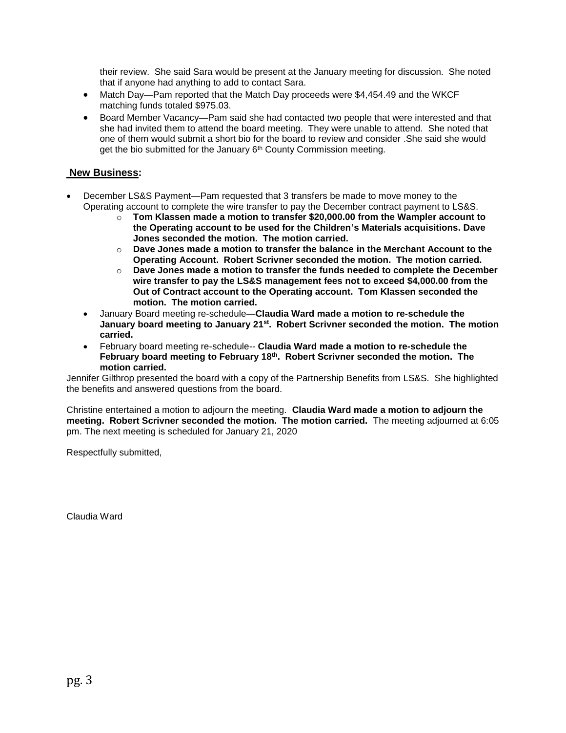their review. She said Sara would be present at the January meeting for discussion. She noted that if anyone had anything to add to contact Sara.

- Match Day—Pam reported that the Match Day proceeds were $4,454.49 and the WKCF matching funds totaled $975.03.
- Board Member Vacancy—Pam said she had contacted two people that were interested and that she had invited them to attend the board meeting. They were unable to attend. She noted that one of them would submit a short bio for the board to review and consider .She said she would get the bio submitted for the January 6th County Commission meeting.

## New Business:

- December LS&S Payment—Pam requested that 3 transfers be made to move money to the Operating account to complete the wire transfer to pay the December contract payment to LS&S.
  - **Tom Klassen made a motion to transfer $20,000.00 from the Wampler account to the Operating account to be used for the Children's Materials acquisitions. Dave Jones seconded the motion. The motion carried.**
  - **Dave Jones made a motion to transfer the balance in the Merchant Account to the Operating Account. Robert Scrivner seconded the motion. The motion carried.**
  - **Dave Jones made a motion to transfer the funds needed to complete the December wire transfer to pay the LS&S management fees not to exceed $4,000.00 from the Out of Contract account to the Operating account. Tom Klassen seconded the motion. The motion carried.**
- January Board meeting re-schedule—**Claudia Ward made a motion to re-schedule the January board meeting to January 21st. Robert Scrivner seconded the motion. The motion carried.**
- February board meeting re-schedule-- **Claudia Ward made a motion to re-schedule the February board meeting to February 18th. Robert Scrivner seconded the motion. The motion carried.**

Jennifer Gilthrop presented the board with a copy of the Partnership Benefits from LS&S. She highlighted the benefits and answered questions from the board.

Christine entertained a motion to adjourn the meeting. **Claudia Ward made a motion to adjourn the meeting. Robert Scrivner seconded the motion. The motion carried.** The meeting adjourned at 6:05 pm. The next meeting is scheduled for January 21, 2020

Respectfully submitted,

Claudia Ward